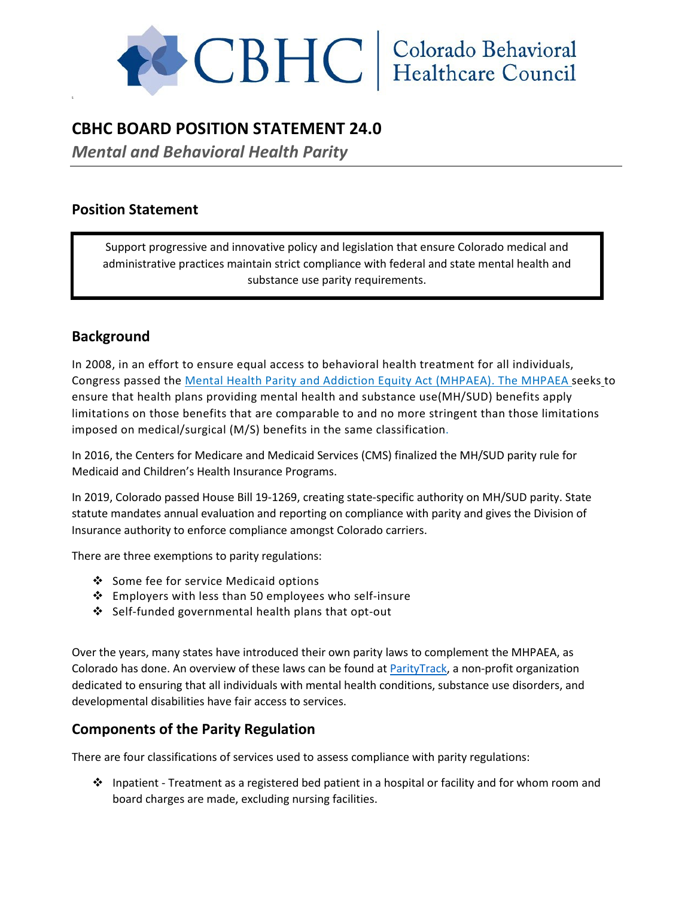# CBHC BOARD POSITION STATEMENT 24.0

***Mental and Behavioral Health Parity***

## Position Statement

Support progressive and innovative policy and legislation that ensure Colorado medical and administrative practices maintain strict compliance with federal and state mental health and substance use parity requirements.

## Background

In 2008, in an effort to ensure equal access to behavioral health treatment for all individuals, Congress passed the Mental Health Parity and Addiction Equity Act (MHPAEA). The MHPAEA seeks to ensure that health plans providing mental health and substance use(MH/SUD) benefits apply limitations on those benefits that are comparable to and no more stringent than those limitations imposed on medical/surgical (M/S) benefits in the same classification.

In 2016, the Centers for Medicare and Medicaid Services (CMS) finalized the MH/SUD parity rule for Medicaid and Children's Health Insurance Programs.

In 2019, Colorado passed House Bill 19-1269, creating state-specific authority on MH/SUD parity. State statute mandates annual evaluation and reporting on compliance with parity and gives the Division of Insurance authority to enforce compliance amongst Colorado carriers.

There are three exemptions to parity regulations:

- Some fee for service Medicaid options
- Employers with less than 50 employees who self-insure
- Self-funded governmental health plans that opt-out

Over the years, many states have introduced their own parity laws to complement the MHPAEA, as Colorado has done. An overview of these laws can be found at ParityTrack, a non-profit organization dedicated to ensuring that all individuals with mental health conditions, substance use disorders, and developmental disabilities have fair access to services.

## Components of the Parity Regulation

There are four classifications of services used to assess compliance with parity regulations:

- Inpatient - Treatment as a registered bed patient in a hospital or facility and for whom room and board charges are made, excluding nursing facilities.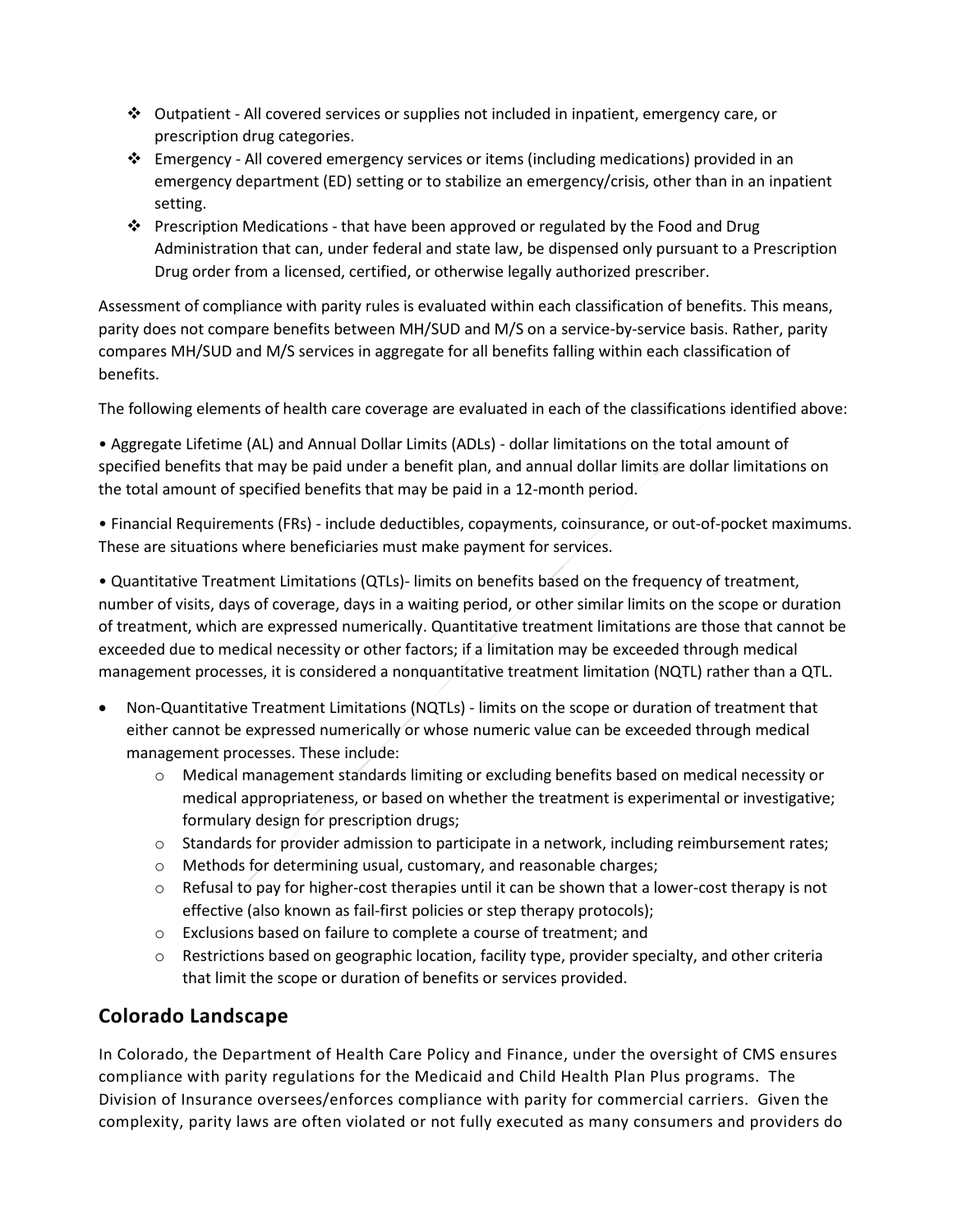- Outpatient - All covered services or supplies not included in inpatient, emergency care, or prescription drug categories.
- Emergency - All covered emergency services or items (including medications) provided in an emergency department (ED) setting or to stabilize an emergency/crisis, other than in an inpatient setting.
- Prescription Medications - that have been approved or regulated by the Food and Drug Administration that can, under federal and state law, be dispensed only pursuant to a Prescription Drug order from a licensed, certified, or otherwise legally authorized prescriber.

Assessment of compliance with parity rules is evaluated within each classification of benefits. This means, parity does not compare benefits between MH/SUD and M/S on a service-by-service basis. Rather, parity compares MH/SUD and M/S services in aggregate for all benefits falling within each classification of benefits.

The following elements of health care coverage are evaluated in each of the classifications identified above:

• Aggregate Lifetime (AL) and Annual Dollar Limits (ADLs) - dollar limitations on the total amount of specified benefits that may be paid under a benefit plan, and annual dollar limits are dollar limitations on the total amount of specified benefits that may be paid in a 12-month period.

• Financial Requirements (FRs) - include deductibles, copayments, coinsurance, or out-of-pocket maximums. These are situations where beneficiaries must make payment for services.

• Quantitative Treatment Limitations (QTLs)- limits on benefits based on the frequency of treatment, number of visits, days of coverage, days in a waiting period, or other similar limits on the scope or duration of treatment, which are expressed numerically. Quantitative treatment limitations are those that cannot be exceeded due to medical necessity or other factors; if a limitation may be exceeded through medical management processes, it is considered a nonquantitative treatment limitation (NQTL) rather than a QTL.

- Non-Quantitative Treatment Limitations (NQTLs) - limits on the scope or duration of treatment that either cannot be expressed numerically or whose numeric value can be exceeded through medical management processes. These include:
  - Medical management standards limiting or excluding benefits based on medical necessity or medical appropriateness, or based on whether the treatment is experimental or investigative; formulary design for prescription drugs;
  - Standards for provider admission to participate in a network, including reimbursement rates;
  - Methods for determining usual, customary, and reasonable charges;
  - Refusal to pay for higher-cost therapies until it can be shown that a lower-cost therapy is not effective (also known as fail-first policies or step therapy protocols);
  - Exclusions based on failure to complete a course of treatment; and
  - Restrictions based on geographic location, facility type, provider specialty, and other criteria that limit the scope or duration of benefits or services provided.

## Colorado Landscape

In Colorado, the Department of Health Care Policy and Finance, under the oversight of CMS ensures compliance with parity regulations for the Medicaid and Child Health Plan Plus programs. The Division of Insurance oversees/enforces compliance with parity for commercial carriers. Given the complexity, parity laws are often violated or not fully executed as many consumers and providers do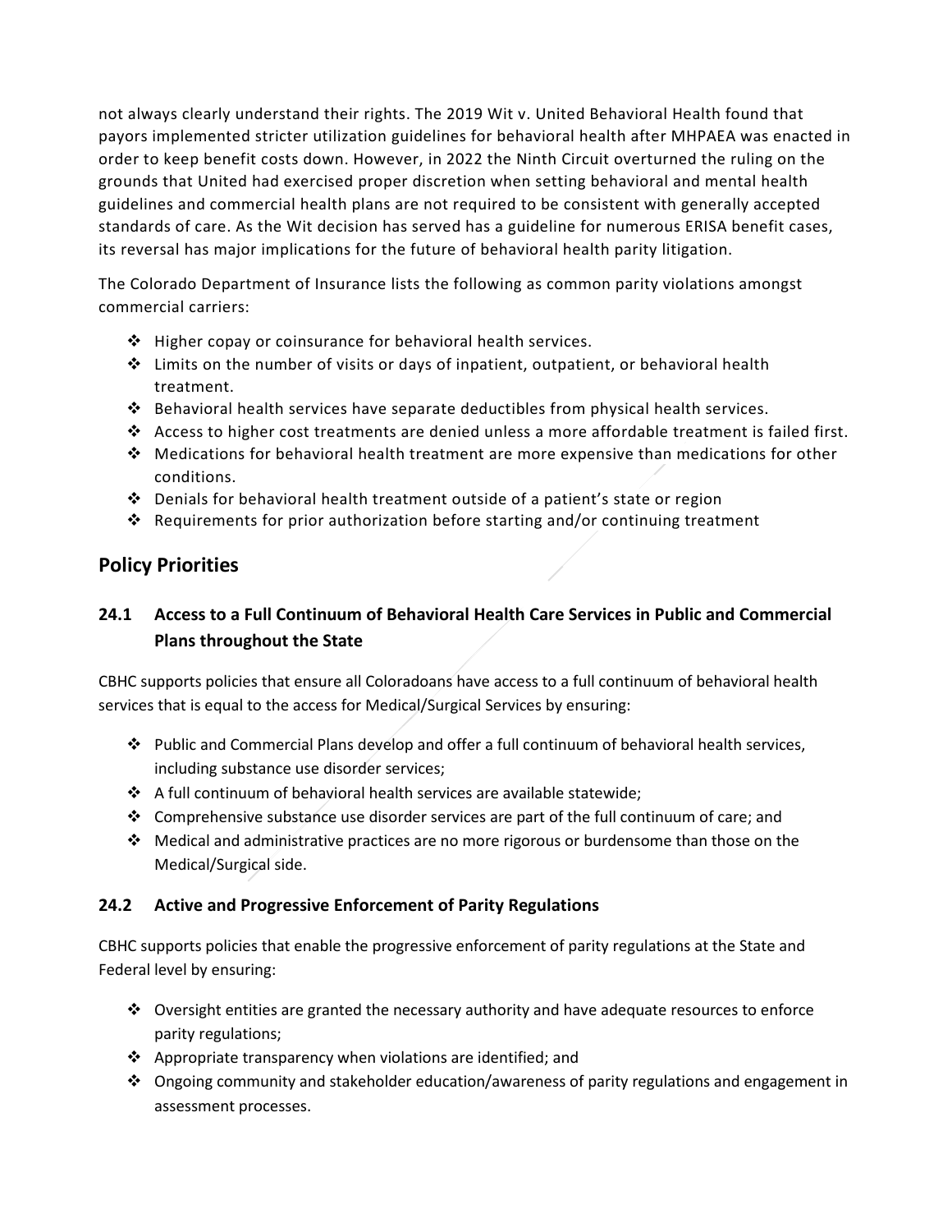not always clearly understand their rights. The 2019 Wit v. United Behavioral Health found that payors implemented stricter utilization guidelines for behavioral health after MHPAEA was enacted in order to keep benefit costs down. However, in 2022 the Ninth Circuit overturned the ruling on the grounds that United had exercised proper discretion when setting behavioral and mental health guidelines and commercial health plans are not required to be consistent with generally accepted standards of care. As the Wit decision has served has a guideline for numerous ERISA benefit cases, its reversal has major implications for the future of behavioral health parity litigation.

The Colorado Department of Insurance lists the following as common parity violations amongst commercial carriers:

- Higher copay or coinsurance for behavioral health services.
- Limits on the number of visits or days of inpatient, outpatient, or behavioral health treatment.
- Behavioral health services have separate deductibles from physical health services.
- Access to higher cost treatments are denied unless a more affordable treatment is failed first.
- Medications for behavioral health treatment are more expensive than medications for other conditions.
- Denials for behavioral health treatment outside of a patient's state or region
- Requirements for prior authorization before starting and/or continuing treatment

## Policy Priorities

### 24.1 Access to a Full Continuum of Behavioral Health Care Services in Public and Commercial Plans throughout the State

CBHC supports policies that ensure all Coloradoans have access to a full continuum of behavioral health services that is equal to the access for Medical/Surgical Services by ensuring:

- Public and Commercial Plans develop and offer a full continuum of behavioral health services, including substance use disorder services;
- A full continuum of behavioral health services are available statewide;
- Comprehensive substance use disorder services are part of the full continuum of care; and
- Medical and administrative practices are no more rigorous or burdensome than those on the Medical/Surgical side.

### 24.2 Active and Progressive Enforcement of Parity Regulations

CBHC supports policies that enable the progressive enforcement of parity regulations at the State and Federal level by ensuring:

- Oversight entities are granted the necessary authority and have adequate resources to enforce parity regulations;
- Appropriate transparency when violations are identified; and
- Ongoing community and stakeholder education/awareness of parity regulations and engagement in assessment processes.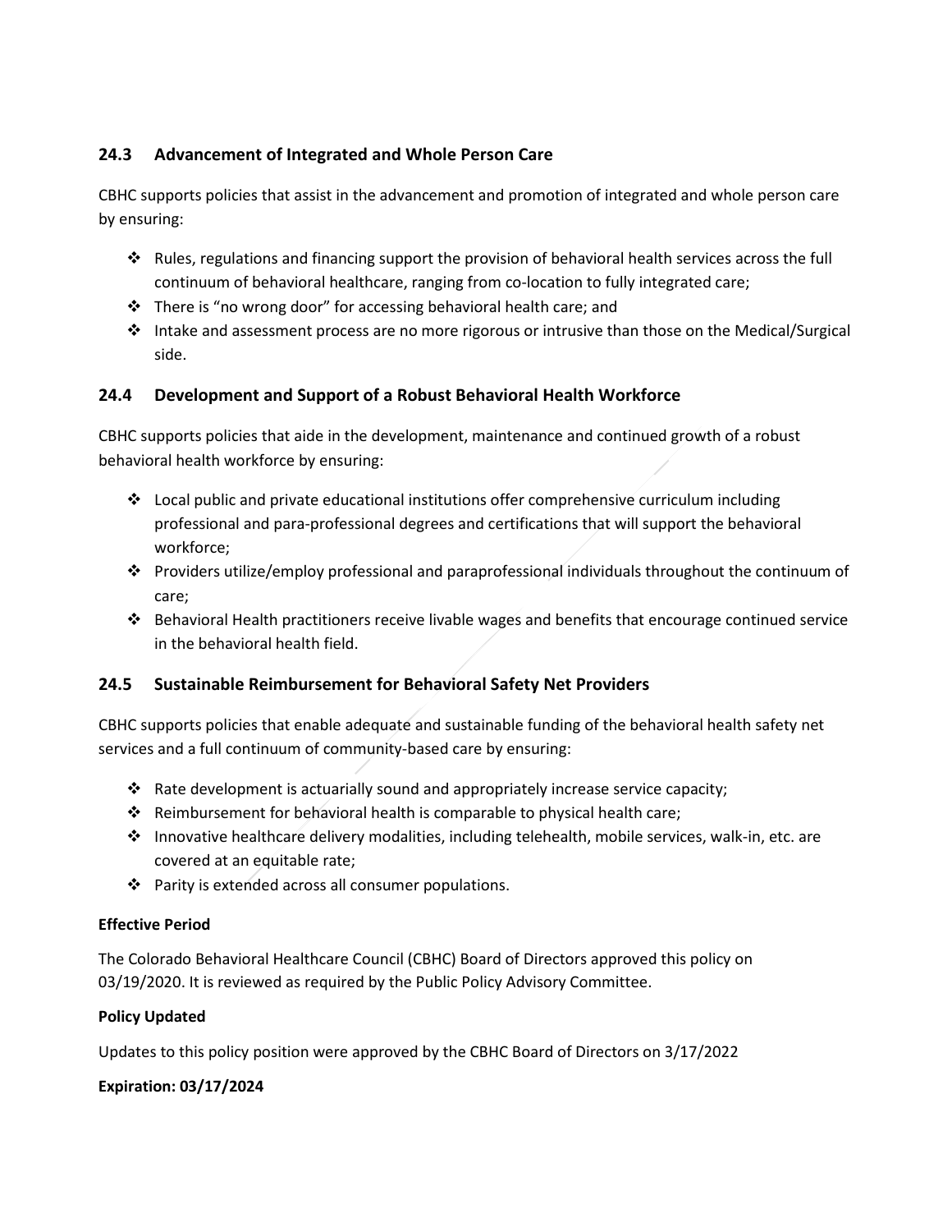## 24.3 Advancement of Integrated and Whole Person Care

CBHC supports policies that assist in the advancement and promotion of integrated and whole person care by ensuring:

- Rules, regulations and financing support the provision of behavioral health services across the full continuum of behavioral healthcare, ranging from co-location to fully integrated care;
- There is "no wrong door" for accessing behavioral health care; and
- Intake and assessment process are no more rigorous or intrusive than those on the Medical/Surgical side.

## 24.4 Development and Support of a Robust Behavioral Health Workforce

CBHC supports policies that aide in the development, maintenance and continued growth of a robust behavioral health workforce by ensuring:

- Local public and private educational institutions offer comprehensive curriculum including professional and para-professional degrees and certifications that will support the behavioral workforce;
- Providers utilize/employ professional and paraprofessional individuals throughout the continuum of care;
- Behavioral Health practitioners receive livable wages and benefits that encourage continued service in the behavioral health field.

## 24.5 Sustainable Reimbursement for Behavioral Safety Net Providers

CBHC supports policies that enable adequate and sustainable funding of the behavioral health safety net services and a full continuum of community-based care by ensuring:

- Rate development is actuarially sound and appropriately increase service capacity;
- Reimbursement for behavioral health is comparable to physical health care;
- Innovative healthcare delivery modalities, including telehealth, mobile services, walk-in, etc. are covered at an equitable rate;
- Parity is extended across all consumer populations.

**Effective Period**

The Colorado Behavioral Healthcare Council (CBHC) Board of Directors approved this policy on 03/19/2020. It is reviewed as required by the Public Policy Advisory Committee.

**Policy Updated**

Updates to this policy position were approved by the CBHC Board of Directors on 3/17/2022

**Expiration: 03/17/2024**